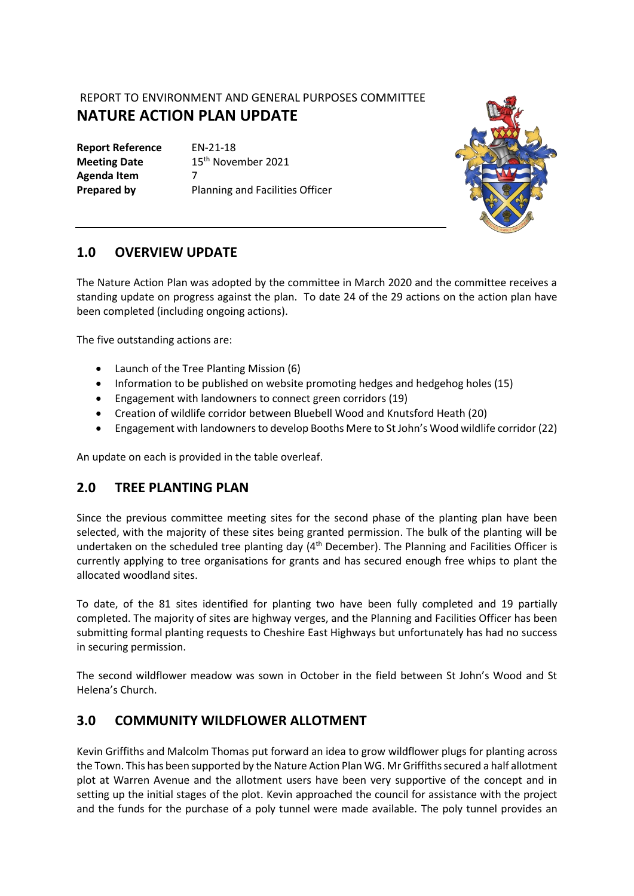REPORT TO ENVIRONMENT AND GENERAL PURPOSES COMMITTEE

# NATURE ACTION PLAN UPDATE

**Report Reference** EN-21-18
**Meeting Date** 15th November 2021
**Agenda Item** 7
**Prepared by** Planning and Facilities Officer

## 1.0 OVERVIEW UPDATE

The Nature Action Plan was adopted by the committee in March 2020 and the committee receives a standing update on progress against the plan. To date 24 of the 29 actions on the action plan have been completed (including ongoing actions).

The five outstanding actions are:

- Launch of the Tree Planting Mission (6)
- Information to be published on website promoting hedges and hedgehog holes (15)
- Engagement with landowners to connect green corridors (19)
- Creation of wildlife corridor between Bluebell Wood and Knutsford Heath (20)
- Engagement with landowners to develop Booths Mere to St John's Wood wildlife corridor (22)

An update on each is provided in the table overleaf.

## 2.0 TREE PLANTING PLAN

Since the previous committee meeting sites for the second phase of the planting plan have been selected, with the majority of these sites being granted permission. The bulk of the planting will be undertaken on the scheduled tree planting day (4th December). The Planning and Facilities Officer is currently applying to tree organisations for grants and has secured enough free whips to plant the allocated woodland sites.

To date, of the 81 sites identified for planting two have been fully completed and 19 partially completed. The majority of sites are highway verges, and the Planning and Facilities Officer has been submitting formal planting requests to Cheshire East Highways but unfortunately has had no success in securing permission.

The second wildflower meadow was sown in October in the field between St John's Wood and St Helena's Church.

## 3.0 COMMUNITY WILDFLOWER ALLOTMENT

Kevin Griffiths and Malcolm Thomas put forward an idea to grow wildflower plugs for planting across the Town. This has been supported by the Nature Action Plan WG. Mr Griffiths secured a half allotment plot at Warren Avenue and the allotment users have been very supportive of the concept and in setting up the initial stages of the plot. Kevin approached the council for assistance with the project and the funds for the purchase of a poly tunnel were made available. The poly tunnel provides an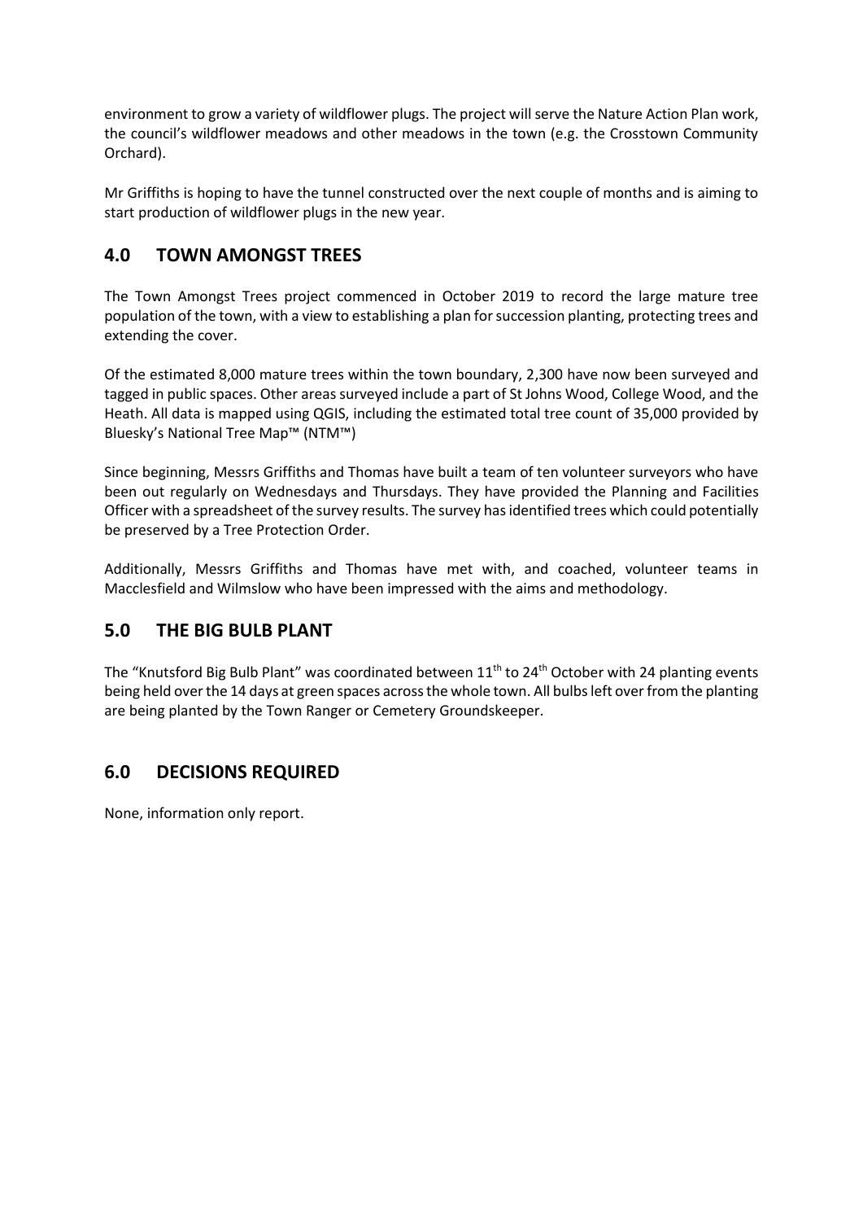environment to grow a variety of wildflower plugs. The project will serve the Nature Action Plan work, the council's wildflower meadows and other meadows in the town (e.g. the Crosstown Community Orchard).

Mr Griffiths is hoping to have the tunnel constructed over the next couple of months and is aiming to start production of wildflower plugs in the new year.

## 4.0 TOWN AMONGST TREES

The Town Amongst Trees project commenced in October 2019 to record the large mature tree population of the town, with a view to establishing a plan for succession planting, protecting trees and extending the cover.

Of the estimated 8,000 mature trees within the town boundary, 2,300 have now been surveyed and tagged in public spaces. Other areas surveyed include a part of St Johns Wood, College Wood, and the Heath. All data is mapped using QGIS, including the estimated total tree count of 35,000 provided by Bluesky's National Tree Map™ (NTM™)

Since beginning, Messrs Griffiths and Thomas have built a team of ten volunteer surveyors who have been out regularly on Wednesdays and Thursdays. They have provided the Planning and Facilities Officer with a spreadsheet of the survey results. The survey has identified trees which could potentially be preserved by a Tree Protection Order.

Additionally, Messrs Griffiths and Thomas have met with, and coached, volunteer teams in Macclesfield and Wilmslow who have been impressed with the aims and methodology.

## 5.0 THE BIG BULB PLANT

The "Knutsford Big Bulb Plant" was coordinated between 11th to 24th October with 24 planting events being held over the 14 days at green spaces across the whole town. All bulbs left over from the planting are being planted by the Town Ranger or Cemetery Groundskeeper.

## 6.0 DECISIONS REQUIRED

None, information only report.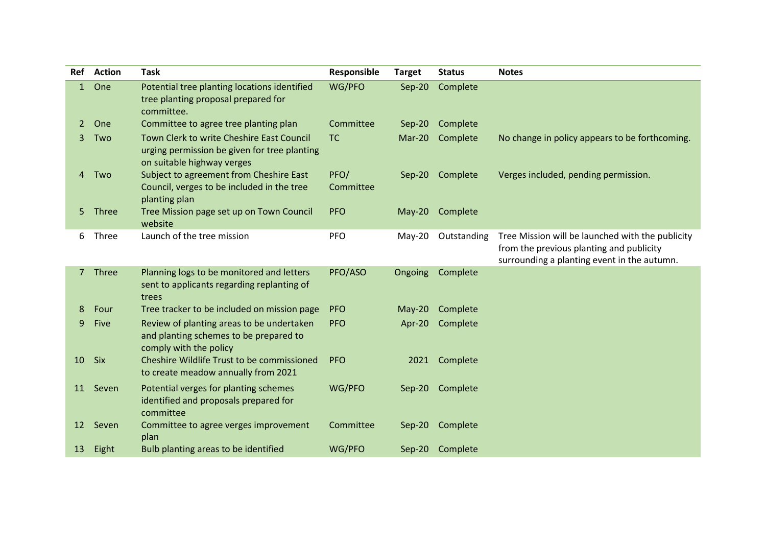| Ref | Action | Task | Responsible | Target | Status | Notes |
|---|---|---|---|---|---|---|
| 1 | One | Potential tree planting locations identified tree planting proposal prepared for committee. | WG/PFO | Sep-20 | Complete | |
| 2 | One | Committee to agree tree planting plan | Committee | Sep-20 | Complete | |
| 3 | Two | Town Clerk to write Cheshire East Council urging permission be given for tree planting on suitable highway verges | TC | Mar-20 | Complete | No change in policy appears to be forthcoming. |
| 4 | Two | Subject to agreement from Cheshire East Council, verges to be included in the tree planting plan | PFO/ Committee | Sep-20 | Complete | Verges included, pending permission. |
| 5 | Three | Tree Mission page set up on Town Council website | PFO | May-20 | Complete | |
| 6 | Three | Launch of the tree mission | PFO | May-20 | Outstanding | Tree Mission will be launched with the publicity from the previous planting and publicity surrounding a planting event in the autumn. |
| 7 | Three | Planning logs to be monitored and letters sent to applicants regarding replanting of trees | PFO/ASO | Ongoing | Complete | |
| 8 | Four | Tree tracker to be included on mission page | PFO | May-20 | Complete | |
| 9 | Five | Review of planting areas to be undertaken and planting schemes to be prepared to comply with the policy | PFO | Apr-20 | Complete | |
| 10 | Six | Cheshire Wildlife Trust to be commissioned to create meadow annually from 2021 | PFO | 2021 | Complete | |
| 11 | Seven | Potential verges for planting schemes identified and proposals prepared for committee | WG/PFO | Sep-20 | Complete | |
| 12 | Seven | Committee to agree verges improvement plan | Committee | Sep-20 | Complete | |
| 13 | Eight | Bulb planting areas to be identified | WG/PFO | Sep-20 | Complete | |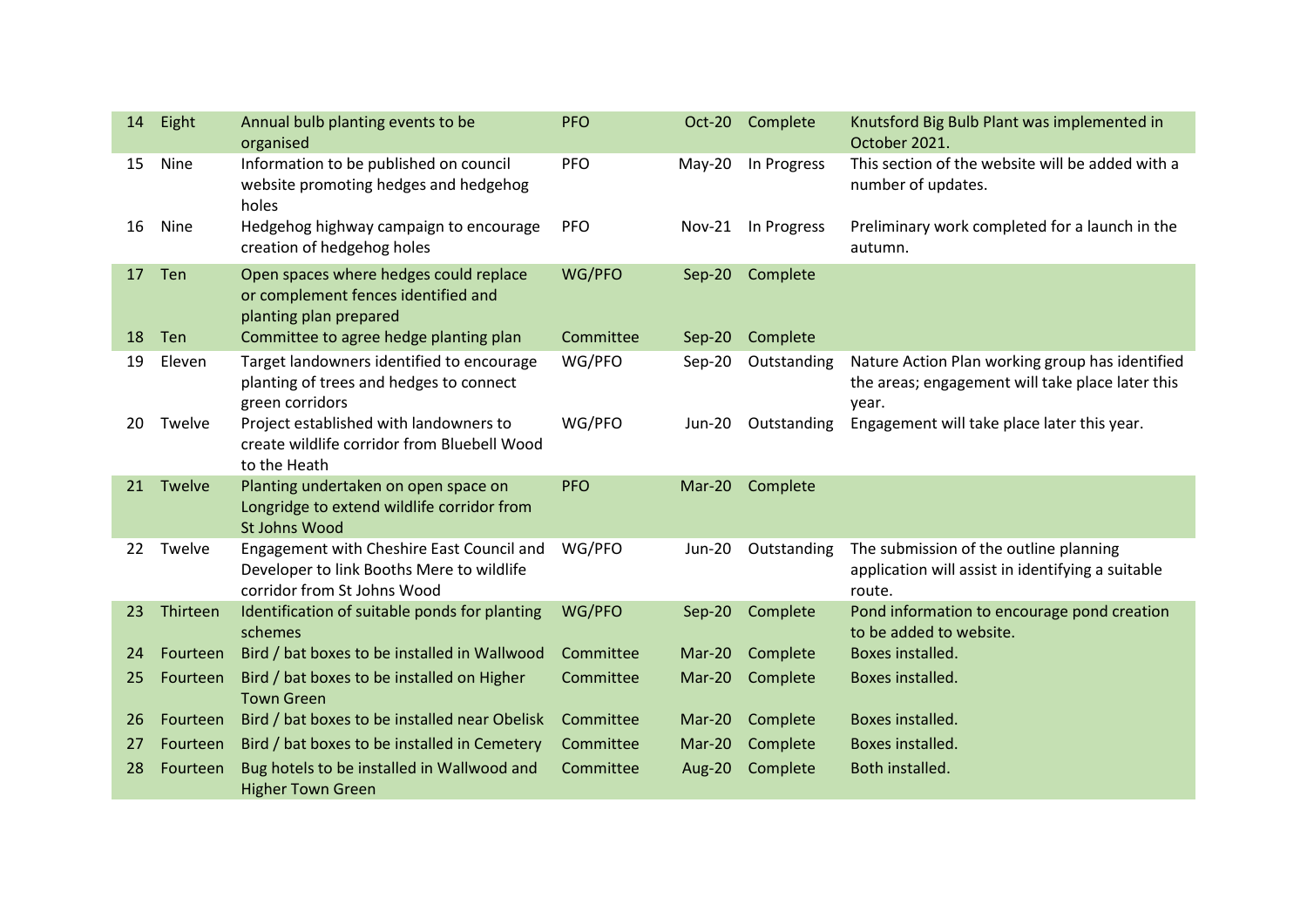| 14 | Eight | Annual bulb planting events to be organised | PFO | Oct-20 | Complete | Knutsford Big Bulb Plant was implemented in October 2021. |
|---|---|---|---|---|---|---|
| 15 | Nine | Information to be published on council website promoting hedges and hedgehog holes | PFO | May-20 | In Progress | This section of the website will be added with a number of updates. |
| 16 | Nine | Hedgehog highway campaign to encourage creation of hedgehog holes | PFO | Nov-21 | In Progress | Preliminary work completed for a launch in the autumn. |
| 17 | Ten | Open spaces where hedges could replace or complement fences identified and planting plan prepared | WG/PFO | Sep-20 | Complete | |
| 18 | Ten | Committee to agree hedge planting plan | Committee | Sep-20 | Complete | |
| 19 | Eleven | Target landowners identified to encourage planting of trees and hedges to connect green corridors | WG/PFO | Sep-20 | Outstanding | Nature Action Plan working group has identified the areas; engagement will take place later this year. |
| 20 | Twelve | Project established with landowners to create wildlife corridor from Bluebell Wood to the Heath | WG/PFO | Jun-20 | Outstanding | Engagement will take place later this year. |
| 21 | Twelve | Planting undertaken on open space on Longridge to extend wildlife corridor from St Johns Wood | PFO | Mar-20 | Complete | |
| 22 | Twelve | Engagement with Cheshire East Council and Developer to link Booths Mere to wildlife corridor from St Johns Wood | WG/PFO | Jun-20 | Outstanding | The submission of the outline planning application will assist in identifying a suitable route. |
| 23 | Thirteen | Identification of suitable ponds for planting schemes | WG/PFO | Sep-20 | Complete | Pond information to encourage pond creation to be added to website. |
| 24 | Fourteen | Bird / bat boxes to be installed in Wallwood | Committee | Mar-20 | Complete | Boxes installed. |
| 25 | Fourteen | Bird / bat boxes to be installed on Higher Town Green | Committee | Mar-20 | Complete | Boxes installed. |
| 26 | Fourteen | Bird / bat boxes to be installed near Obelisk | Committee | Mar-20 | Complete | Boxes installed. |
| 27 | Fourteen | Bird / bat boxes to be installed in Cemetery | Committee | Mar-20 | Complete | Boxes installed. |
| 28 | Fourteen | Bug hotels to be installed in Wallwood and Higher Town Green | Committee | Aug-20 | Complete | Both installed. |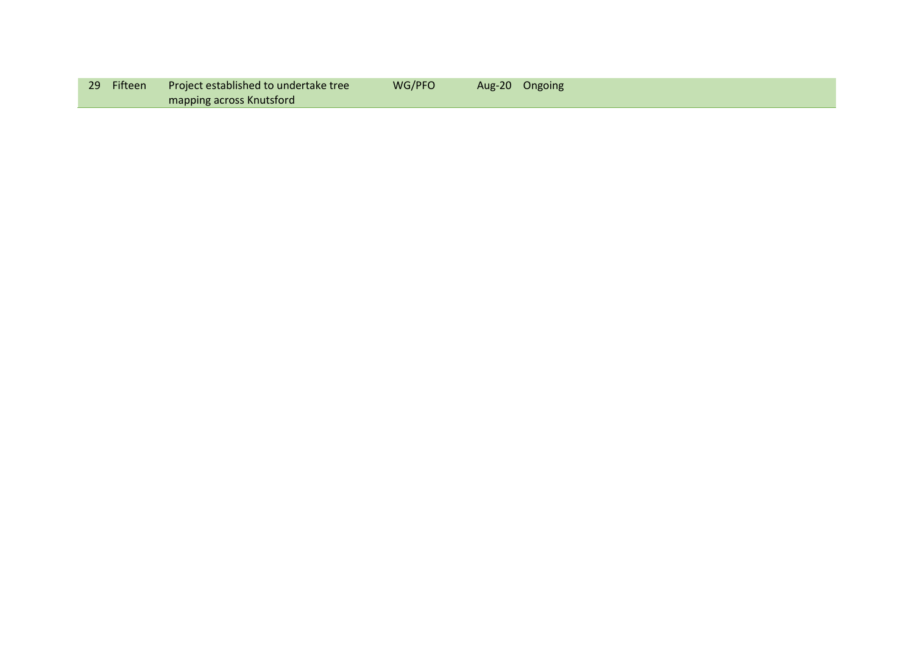| | | | | | | |
|---|---|---|---|---|---|---|
| 29 | Fifteen | Project established to undertake tree mapping across Knutsford | WG/PFO | Aug-20 | Ongoing | |